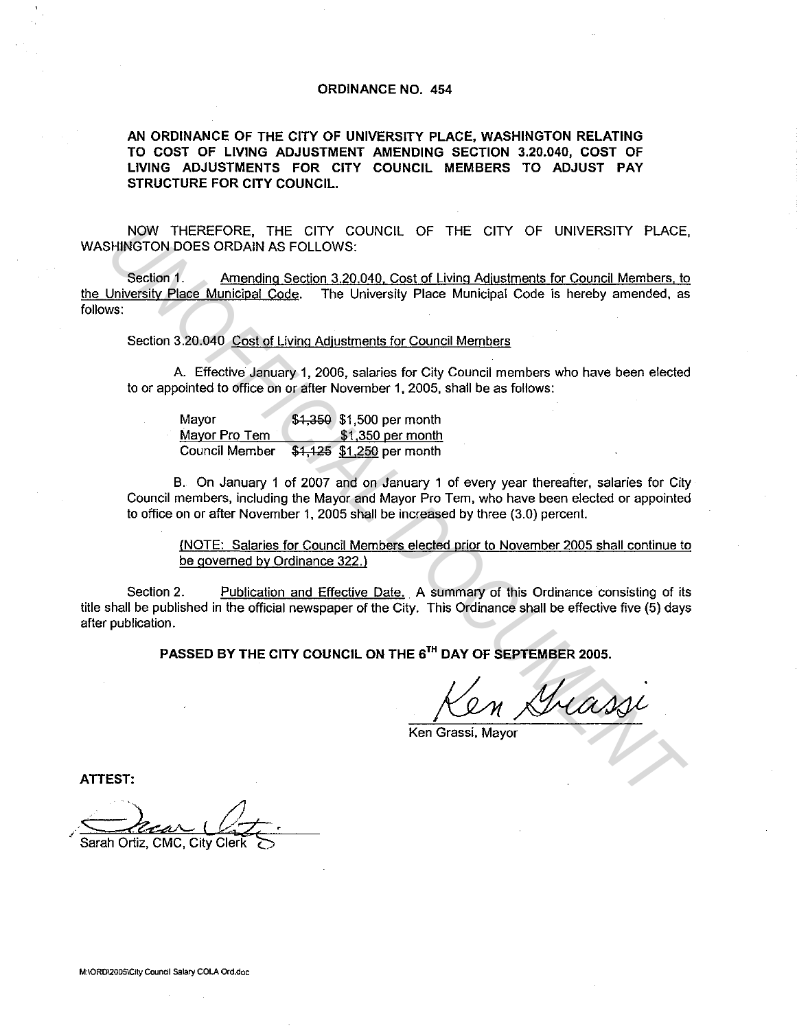# ORDINANCE NO. 454

**AN ORDINANCE OF THE CITY OF UNIVERSITY PLACE, WASHINGTON RELATING TO COST OF LIVING ADJUSTMENT AMENDING SECTION 3.20.040, COST OF LIVING ADJUSTMENTS FOR CITY COUNCIL MEMBERS TO ADJUST PAY STRUCTURE FOR CITY COUNCIL.**

NOW THEREFORE, THE CITY COUNCIL OF THE CITY OF UNIVERSITY PLACE, WASHINGTON DOES ORDAIN AS FOLLOWS:

Section 1. <u>Amending Section 3.20.040, Cost of Living Adjustments for Council Members, to the University Place Municipal Code</u>. The University Place Municipal Code is hereby amended, as follows:

Section 3.20.040 <u>Cost of Living Adjustments for Council Members</u>

A. Effective January 1, 2006, salaries for City Council members who have been elected to or appointed to office on or after November 1, 2005, shall be as follows:

| | |
|---|---|
| Mayor | ~~$1,350~~ $1,500 per month |
| <u>Mayor Pro Tem</u> | <u>$1,350 per month</u> |
| Council Member | ~~$1,125~~ <u>$1,250</u> per month |

B. On January 1 of 2007 and on January 1 of every year thereafter, salaries for City Council members, including the Mayor and Mayor Pro Tem, who have been elected or appointed to office on or after November 1, 2005 shall be increased by three (3.0) percent.

<u>(NOTE: Salaries for Council Members elected prior to November 2005 shall continue to be governed by Ordinance 322.)</u>

Section 2. <u>Publication and Effective Date.</u> A summary of this Ordinance consisting of its title shall be published in the official newspaper of the City. This Ordinance shall be effective five (5) days after publication.

**PASSED BY THE CITY COUNCIL ON THE 6TH DAY OF SEPTEMBER 2005.**

Ken Grassi, Mayor

**ATTEST:**

Sarah Ortiz, CMC, City Clerk

M:\ORD\2005\City Council Salary COLA Ord.doc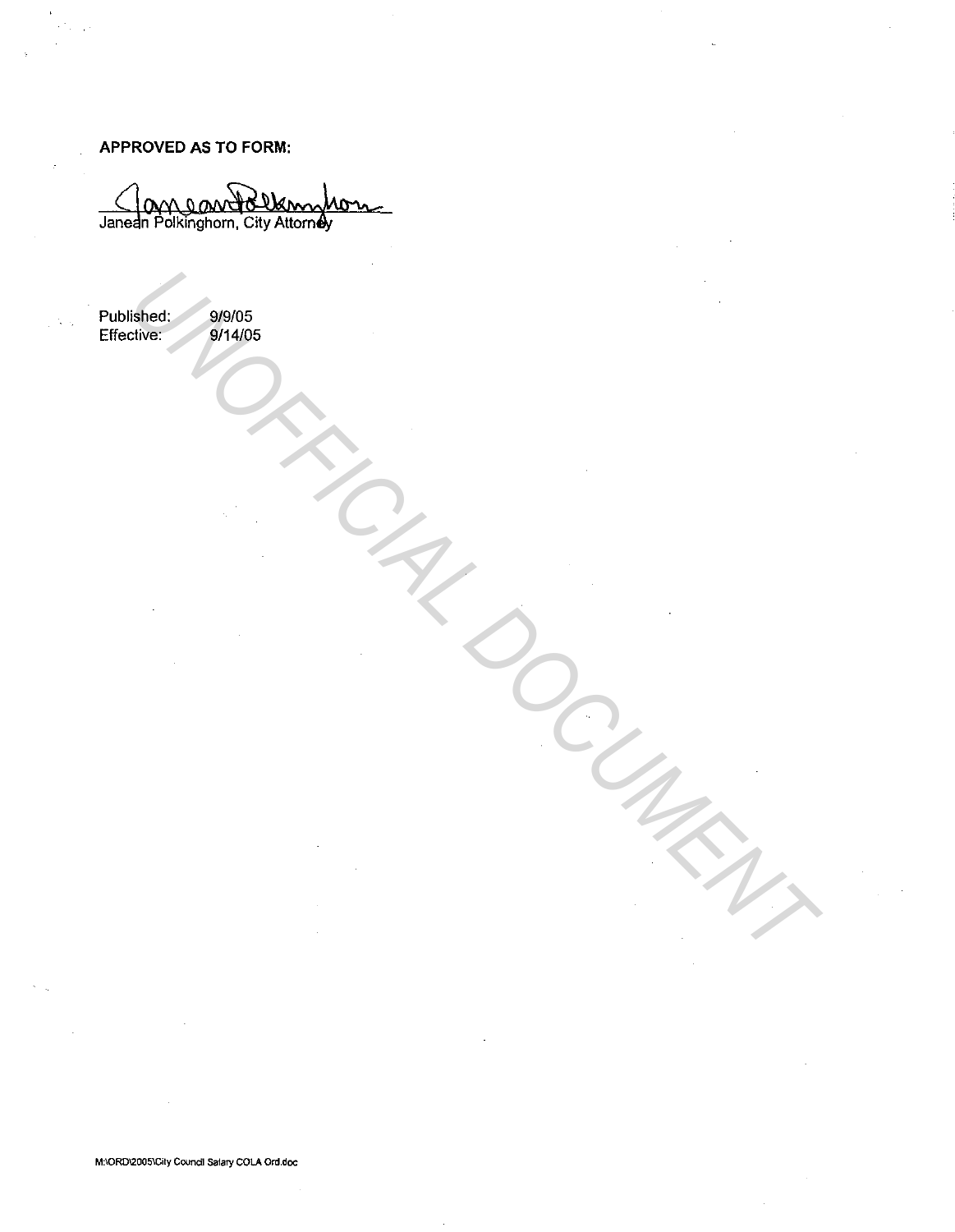**APPROVED AS TO FORM:**

Janean Polkinghorn, City Attorney

Published: 9/9/05
Effective: 9/14/05

UNOFFICIAL DOCUMENT

M:\ORD\2005\City Council Salary COLA Ord.doc